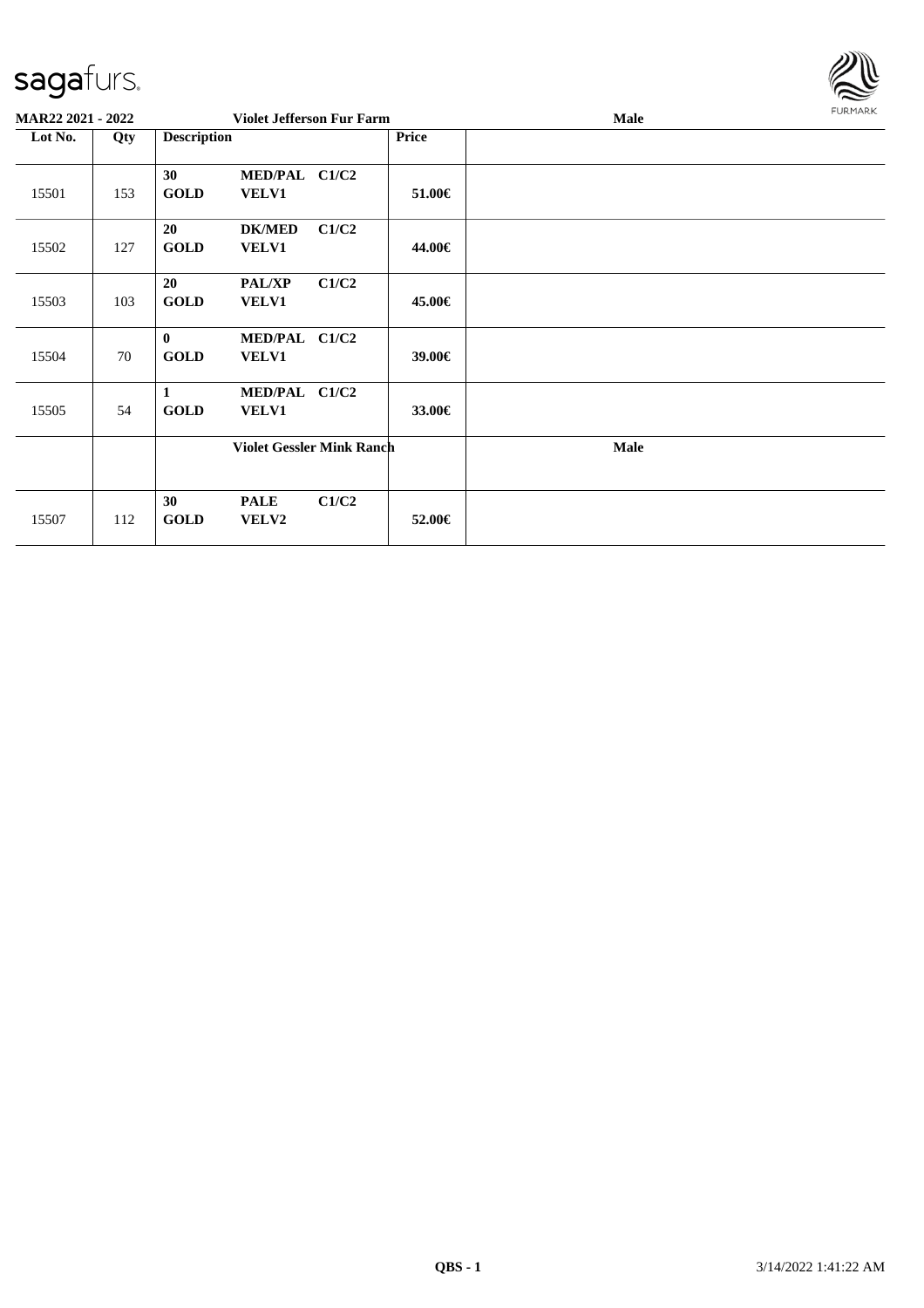| MAR22 2021 - 2022 | | Violet Jefferson Fur Farm | | Male |
|---|---|---|---|---|
| **Lot No.** | **Qty** | **Description** | **Price** | |
| 15501 | 153 | **30 MED/PAL C1/C2 GOLD VELV1** | **51.00€** | |
| 15502 | 127 | **20 DK/MED C1/C2 GOLD VELV1** | **44.00€** | |
| 15503 | 103 | **20 PAL/XP C1/C2 GOLD VELV1** | **45.00€** | |
| 15504 | 70 | **0 MED/PAL C1/C2 GOLD VELV1** | **39.00€** | |
| 15505 | 54 | **1 MED/PAL C1/C2 GOLD VELV1** | **33.00€** | |
| | | **Violet Gessler Mink Ranch** | | **Male** |
| 15507 | 112 | **30 PALE C1/C2 GOLD VELV2** | **52.00€** | |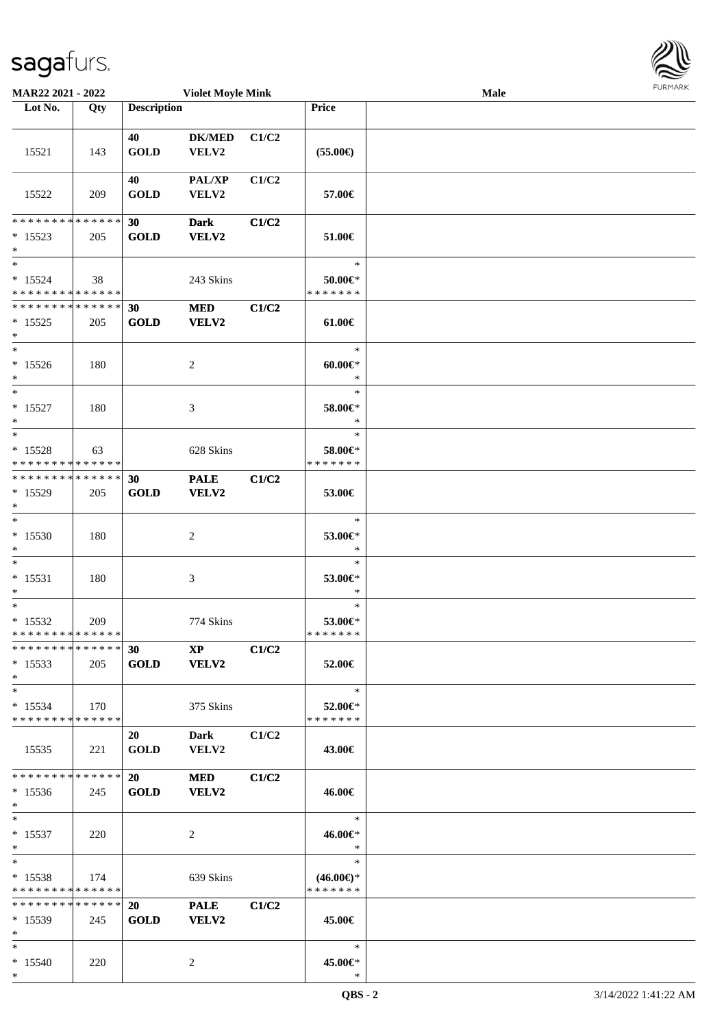MAR22 2021 - 2022 | Violet Moyle Mink | Male

| Lot No. | Qty | Description | | | Price | |
|---|---|---|---|---|---|---|
| 15521 | 143 | 40 GOLD | DK/MED VELV2 | C1/C2 | (55.00€) | |
| 15522 | 209 | 40 GOLD | PAL/XP VELV2 | C1/C2 | 57.00€ | |
| * * * * * * * * * * * * * * * 15523 * | 205 | 30 GOLD | Dark VELV2 | C1/C2 | 51.00€ | |
| * * 15524 * * * * * * * * * * * * * * | 38 | | 243 Skins | | * 50.00€* * * * * * * * | |
| * * * * * * * * * * * * * * * 15525 * | 205 | 30 GOLD | MED VELV2 | C1/C2 | 61.00€ | |
| * * 15526 * | 180 | | 2 | | * 60.00€* * | |
| * * 15527 * | 180 | | 3 | | * 58.00€* * | |
| * * 15528 * * * * * * * * * * * * * * | 63 | | 628 Skins | | * 58.00€* * * * * * * * | |
| * * * * * * * * * * * * * * * 15529 * | 205 | 30 GOLD | PALE VELV2 | C1/C2 | 53.00€ | |
| * * 15530 * | 180 | | 2 | | * 53.00€* * | |
| * * 15531 * | 180 | | 3 | | * 53.00€* * | |
| * * 15532 * * * * * * * * * * * * * * | 209 | | 774 Skins | | * 53.00€* * * * * * * * | |
| * * * * * * * * * * * * * * * 15533 * | 205 | 30 GOLD | XP VELV2 | C1/C2 | 52.00€ | |
| * * 15534 * * * * * * * * * * * * * * | 170 | | 375 Skins | | * 52.00€* * * * * * * * | |
| 15535 | 221 | 20 GOLD | Dark VELV2 | C1/C2 | 43.00€ | |
| * * * * * * * * * * * * * * * 15536 * | 245 | 20 GOLD | MED VELV2 | C1/C2 | 46.00€ | |
| * * 15537 * | 220 | | 2 | | * 46.00€* * | |
| * * 15538 * * * * * * * * * * * * * * | 174 | | 639 Skins | | * (46.00€)* * * * * * * * | |
| * * * * * * * * * * * * * * * 15539 * | 245 | 20 GOLD | PALE VELV2 | C1/C2 | 45.00€ | |
| * * 15540 * | 220 | | 2 | | * 45.00€* * | |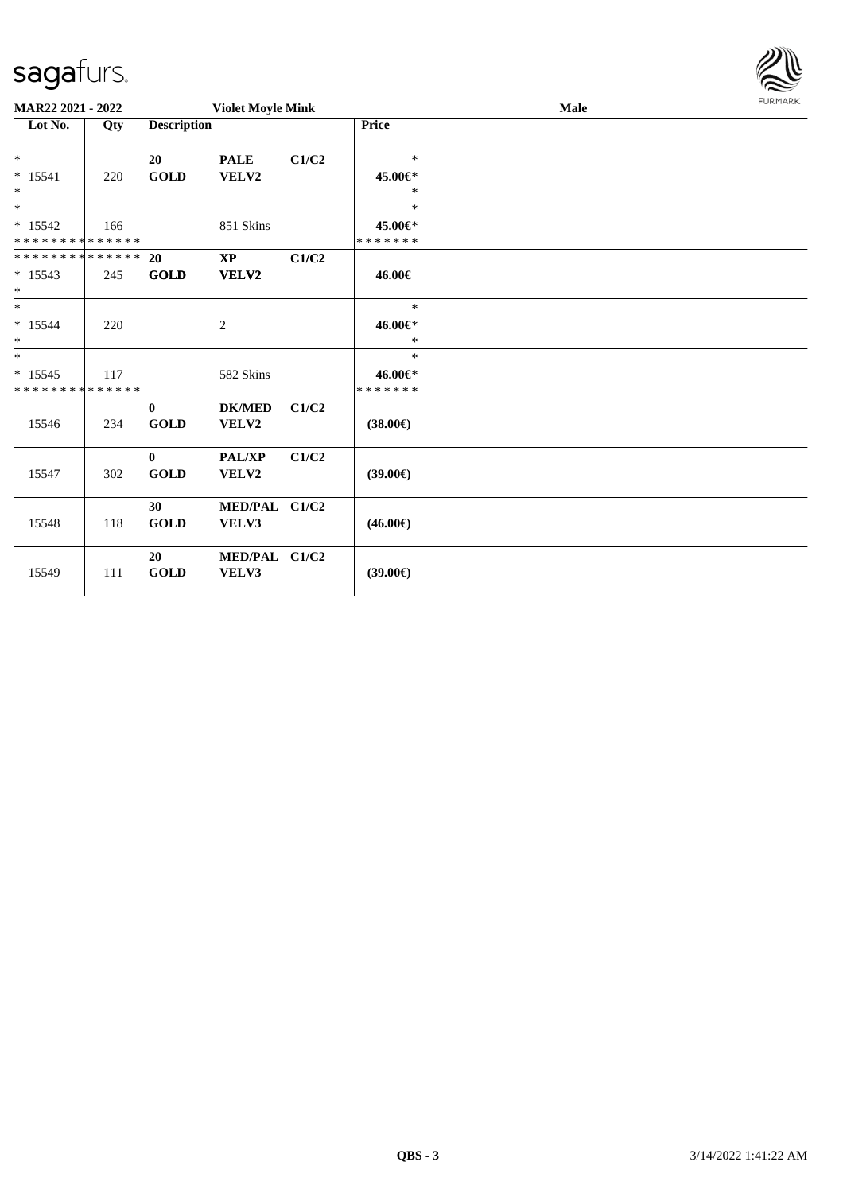MAR22 2021 - 2022 | Violet Moyle Mink | Male

| Lot No. | Qty | Description | | | Price | |
|---|---|---|---|---|---|---|
| * <br> * 15541 <br> * | 220 | 20 <br> **GOLD** | **PALE** <br> **VELV2** | **C1/C2** | * <br> **45.00€*** <br> * | |
| * <br> * 15542 <br> * * * * * * * * * * * * * * | 166 | | 851 Skins | | * <br> **45.00€*** <br> * * * * * * * | |
| * * * * * * * * * * * * * * <br> * 15543 <br> * | 245 | **20** <br> **GOLD** | **XP** <br> **VELV2** | **C1/C2** | **46.00€** | |
| * <br> * 15544 <br> * | 220 | | 2 | | * <br> **46.00€*** <br> * | |
| * <br> * 15545 <br> * * * * * * * * * * * * * * | 117 | | 582 Skins | | * <br> **46.00€*** <br> * * * * * * * | |
| 15546 | 234 | **0** <br> **GOLD** | **DK/MED** <br> **VELV2** | **C1/C2** | **(38.00€)** | |
| 15547 | 302 | **0** <br> **GOLD** | **PAL/XP** <br> **VELV2** | **C1/C2** | **(39.00€)** | |
| 15548 | 118 | **30** <br> **GOLD** | **MED/PAL** <br> **VELV3** | **C1/C2** | **(46.00€)** | |
| 15549 | 111 | **20** <br> **GOLD** | **MED/PAL** <br> **VELV3** | **C1/C2** | **(39.00€)** | |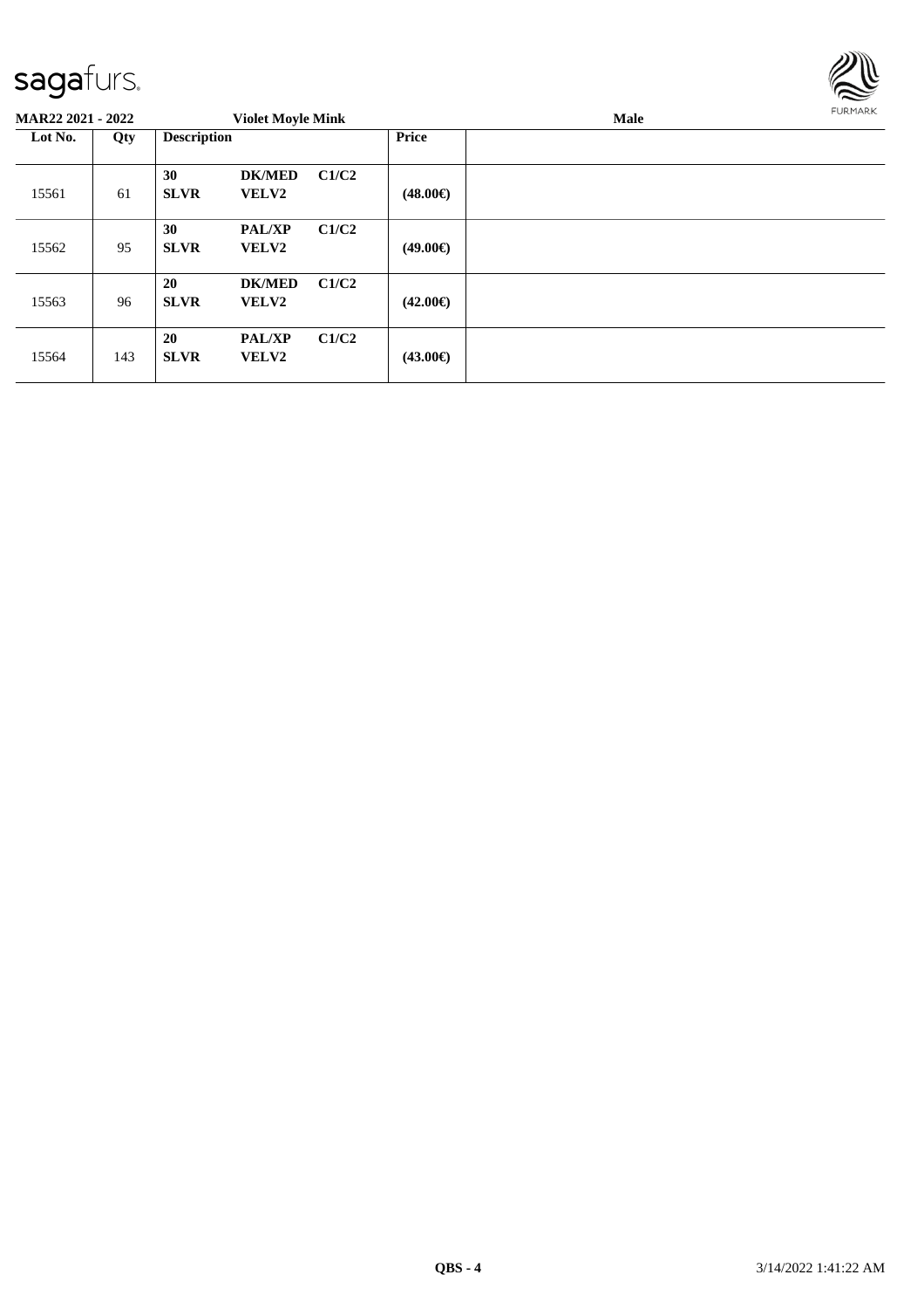**MAR22 2021 - 2022** | **Violet Moyle Mink** | **Male**

| Lot No. | Qty | Description | | | Price | |
|---|---|---|---|---|---|---|
| 15561 | 61 | **30** **SLVR** | **DK/MED** **VELV2** | **C1/C2** | **(48.00€)** | |
| 15562 | 95 | **30** **SLVR** | **PAL/XP** **VELV2** | **C1/C2** | **(49.00€)** | |
| 15563 | 96 | **20** **SLVR** | **DK/MED** **VELV2** | **C1/C2** | **(42.00€)** | |
| 15564 | 143 | **20** **SLVR** | **PAL/XP** **VELV2** | **C1/C2** | **(43.00€)** | |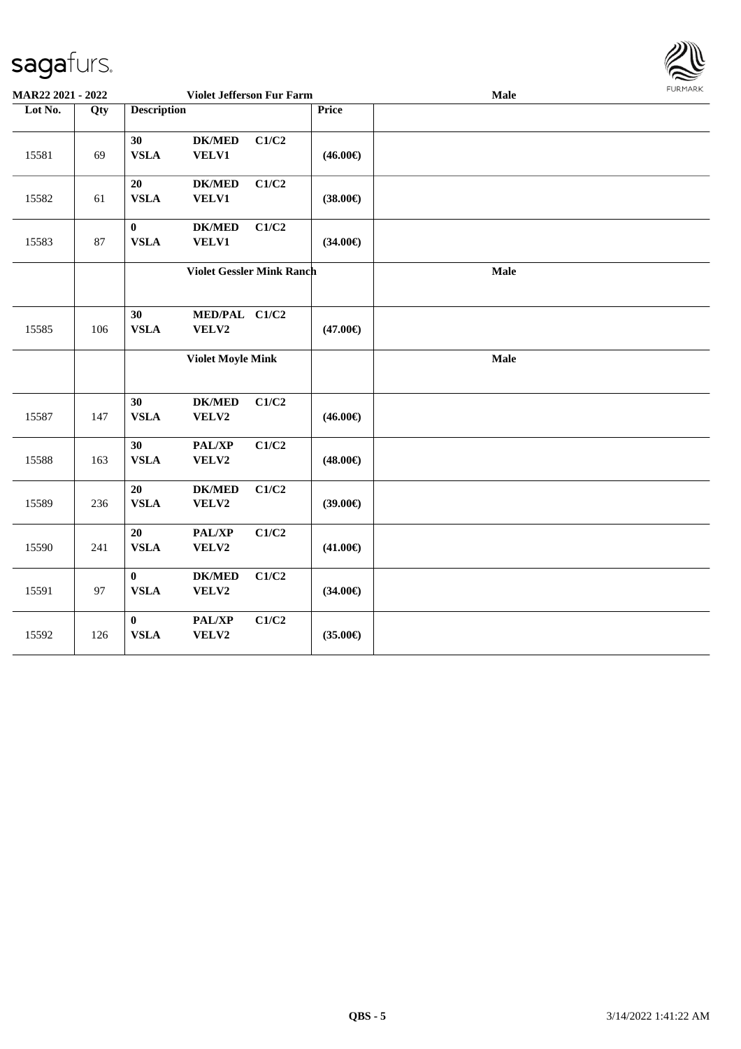**MAR22 2021 - 2022** | **Violet Jefferson Fur Farm** | **Male**

| Lot No. | Qty | Description | | | Price | |
|---|---|---|---|---|---|---|
| 15581 | 69 | 30 VSLA | DK/MED VELV1 | C1/C2 | (46.00€) | |
| 15582 | 61 | 20 VSLA | DK/MED VELV1 | C1/C2 | (38.00€) | |
| 15583 | 87 | 0 VSLA | DK/MED VELV1 | C1/C2 | (34.00€) | |
| | | **Violet Gessler Mink Ranch** | | | | **Male** |
| 15585 | 106 | 30 VSLA | MED/PAL VELV2 | C1/C2 | (47.00€) | |
| | | **Violet Moyle Mink** | | | | **Male** |
| 15587 | 147 | 30 VSLA | DK/MED VELV2 | C1/C2 | (46.00€) | |
| 15588 | 163 | 30 VSLA | PAL/XP VELV2 | C1/C2 | (48.00€) | |
| 15589 | 236 | 20 VSLA | DK/MED VELV2 | C1/C2 | (39.00€) | |
| 15590 | 241 | 20 VSLA | PAL/XP VELV2 | C1/C2 | (41.00€) | |
| 15591 | 97 | 0 VSLA | DK/MED VELV2 | C1/C2 | (34.00€) | |
| 15592 | 126 | 0 VSLA | PAL/XP VELV2 | C1/C2 | (35.00€) | |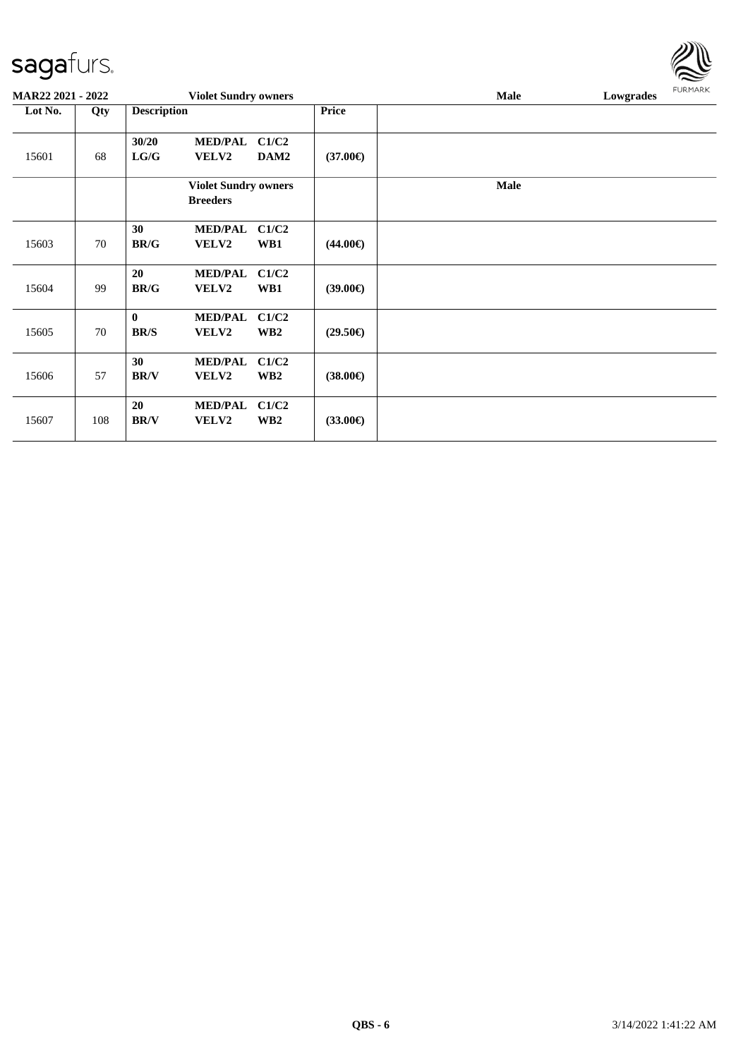| Lot No. | Qty | Description | | | Price | |
|---|---|---|---|---|---|---|
| 15601 | 68 | **30/20 LG/G** | **MED/PAL VELV2** | **C1/C2 DAM2** | **(37.00€)** | |
| | | **Violet Sundry owners Breeders** | | | | **Male** |
| 15603 | 70 | **30 BR/G** | **MED/PAL VELV2** | **C1/C2 WB1** | **(44.00€)** | |
| 15604 | 99 | **20 BR/G** | **MED/PAL VELV2** | **C1/C2 WB1** | **(39.00€)** | |
| 15605 | 70 | **0 BR/S** | **MED/PAL VELV2** | **C1/C2 WB2** | **(29.50€)** | |
| 15606 | 57 | **30 BR/V** | **MED/PAL VELV2** | **C1/C2 WB2** | **(38.00€)** | |
| 15607 | 108 | **20 BR/V** | **MED/PAL VELV2** | **C1/C2 WB2** | **(33.00€)** | |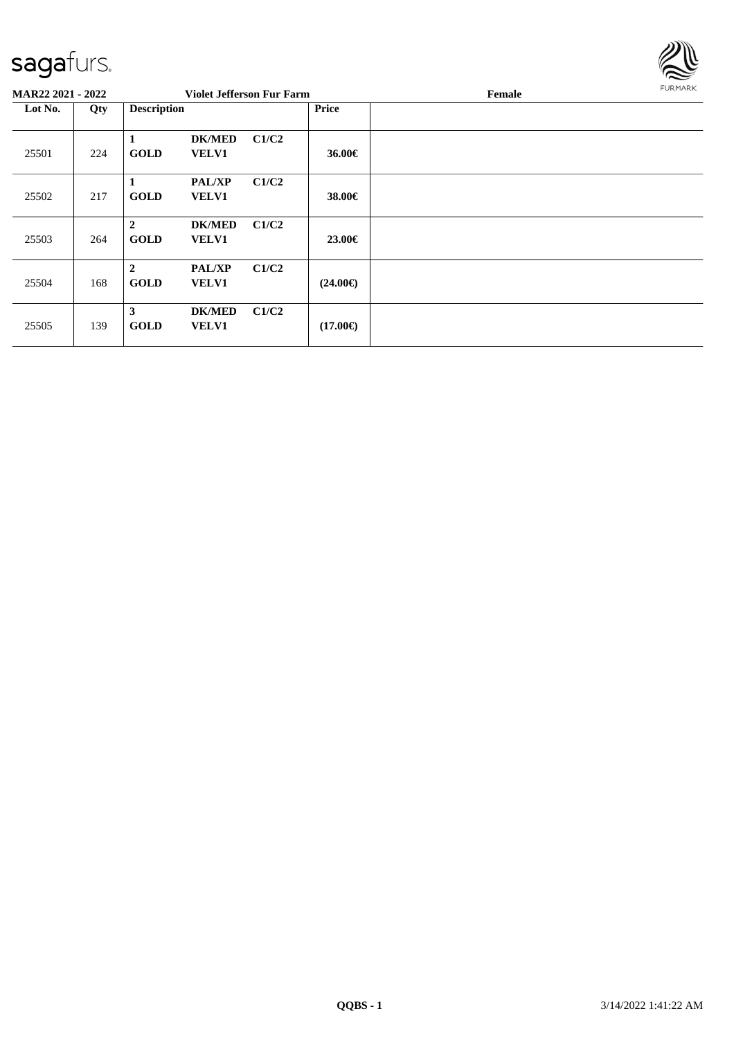**MAR22 2021 - 2022** **Violet Jefferson Fur Farm** **Female**

| Lot No. | Qty | Description | | | Price | |
|---|---|---|---|---|---|---|
| 25501 | 224 | **1** **GOLD** | **DK/MED** **VELV1** | **C1/C2** | **36.00€** | |
| 25502 | 217 | **1** **GOLD** | **PAL/XP** **VELV1** | **C1/C2** | **38.00€** | |
| 25503 | 264 | **2** **GOLD** | **DK/MED** **VELV1** | **C1/C2** | **23.00€** | |
| 25504 | 168 | **2** **GOLD** | **PAL/XP** **VELV1** | **C1/C2** | **(24.00€)** | |
| 25505 | 139 | **3** **GOLD** | **DK/MED** **VELV1** | **C1/C2** | **(17.00€)** | |

**QQBS - 1** 3/14/2022 1:41:22 AM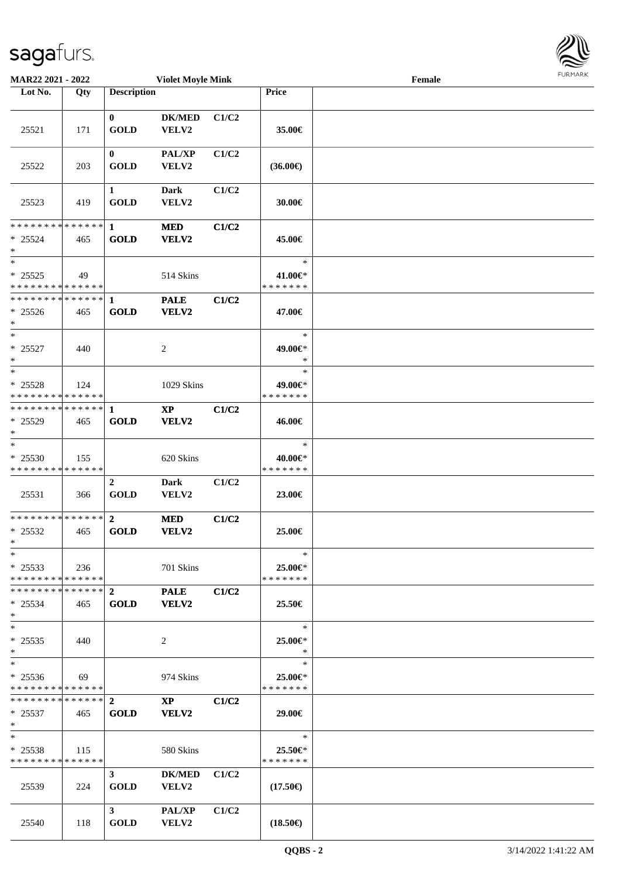MAR22 2021 - 2022 | Violet Moyle Mink | Female

| Lot No. | Qty | Description | | | Price | |
|---|---|---|---|---|---|---|
| 25521 | 171 | 0 GOLD | DK/MED VELV2 | C1/C2 | 35.00€ | |
| 25522 | 203 | 0 GOLD | PAL/XP VELV2 | C1/C2 | (36.00€) | |
| 25523 | 419 | 1 GOLD | Dark VELV2 | C1/C2 | 30.00€ | |
| * * * * * * * * * * * * * * * 25524 * | 465 | 1 GOLD | MED VELV2 | C1/C2 | 45.00€ | |
| * * 25525 * * * * * * * * * * * * * * | 49 | | 514 Skins | | * 41.00€* * * * * * * * | |
| * * * * * * * * * * * * * * * 25526 * | 465 | 1 GOLD | PALE VELV2 | C1/C2 | 47.00€ | |
| * * 25527 * | 440 | | 2 | | * 49.00€* * | |
| * * 25528 * * * * * * * * * * * * * * | 124 | | 1029 Skins | | * 49.00€* * * * * * * * | |
| * * * * * * * * * * * * * * * 25529 * | 465 | 1 GOLD | XP VELV2 | C1/C2 | 46.00€ | |
| * * 25530 * * * * * * * * * * * * * * | 155 | | 620 Skins | | * 40.00€* * * * * * * * | |
| 25531 | 366 | 2 GOLD | Dark VELV2 | C1/C2 | 23.00€ | |
| * * * * * * * * * * * * * * * 25532 * | 465 | 2 GOLD | MED VELV2 | C1/C2 | 25.00€ | |
| * * 25533 * * * * * * * * * * * * * * | 236 | | 701 Skins | | * 25.00€* * * * * * * * | |
| * * * * * * * * * * * * * * * 25534 * | 465 | 2 GOLD | PALE VELV2 | C1/C2 | 25.50€ | |
| * * 25535 * | 440 | | 2 | | * 25.00€* * | |
| * * 25536 * * * * * * * * * * * * * * | 69 | | 974 Skins | | * 25.00€* * * * * * * * | |
| * * * * * * * * * * * * * * * 25537 * | 465 | 2 GOLD | XP VELV2 | C1/C2 | 29.00€ | |
| * * 25538 * * * * * * * * * * * * * * | 115 | | 580 Skins | | * 25.50€* * * * * * * * | |
| 25539 | 224 | 3 GOLD | DK/MED VELV2 | C1/C2 | (17.50€) | |
| 25540 | 118 | 3 GOLD | PAL/XP VELV2 | C1/C2 | (18.50€) | |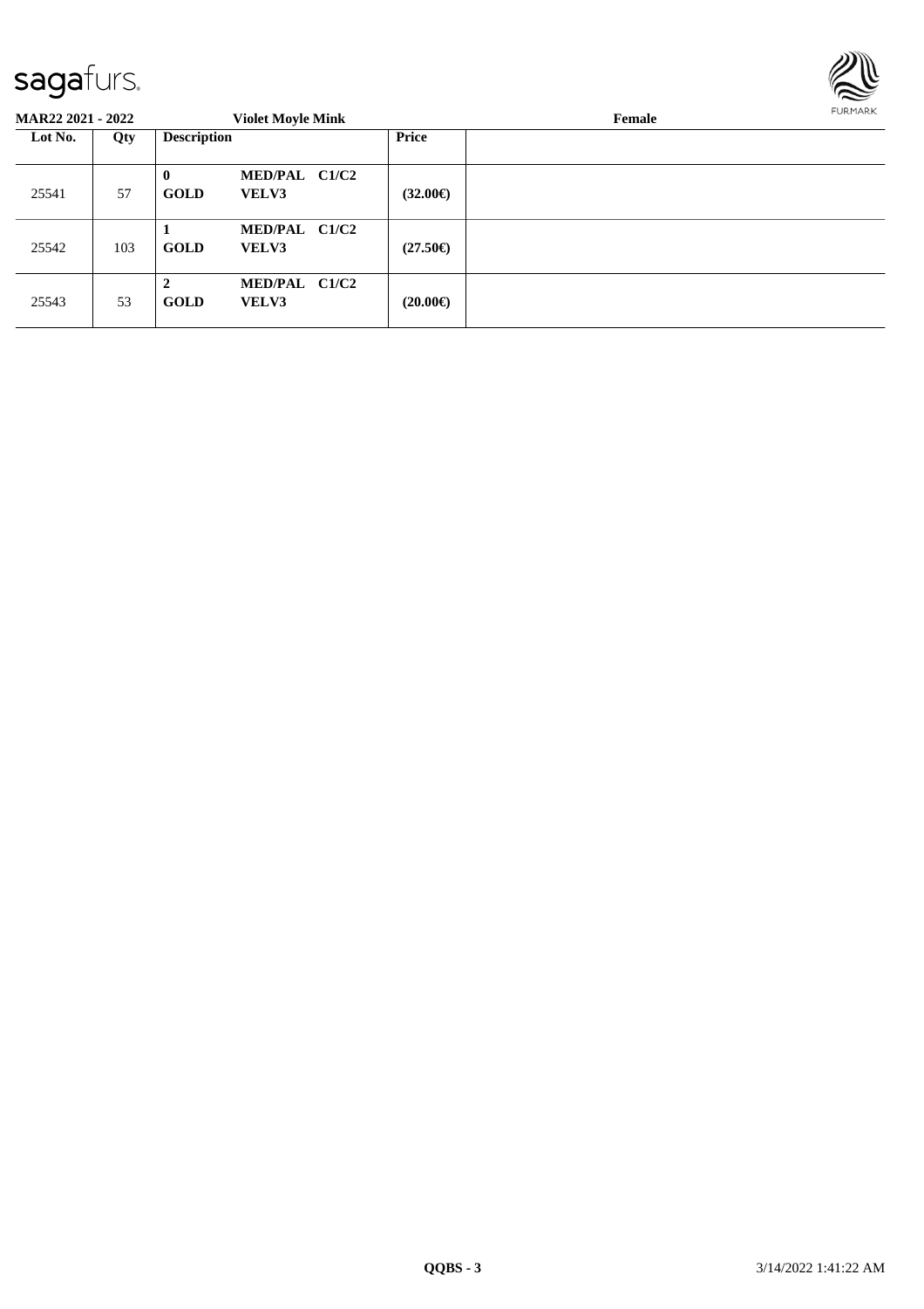**MAR22 2021 - 2022** **Violet Moyle Mink** **Female**

| Lot No. | Qty | Description | | Price | |
|---|---|---|---|---|---|
| 25541 | 57 | **0** **GOLD** | **MED/PAL C1/C2** **VELV3** | **(32.00€)** | |
| 25542 | 103 | **1** **GOLD** | **MED/PAL C1/C2** **VELV3** | **(27.50€)** | |
| 25543 | 53 | **2** **GOLD** | **MED/PAL C1/C2** **VELV3** | **(20.00€)** | |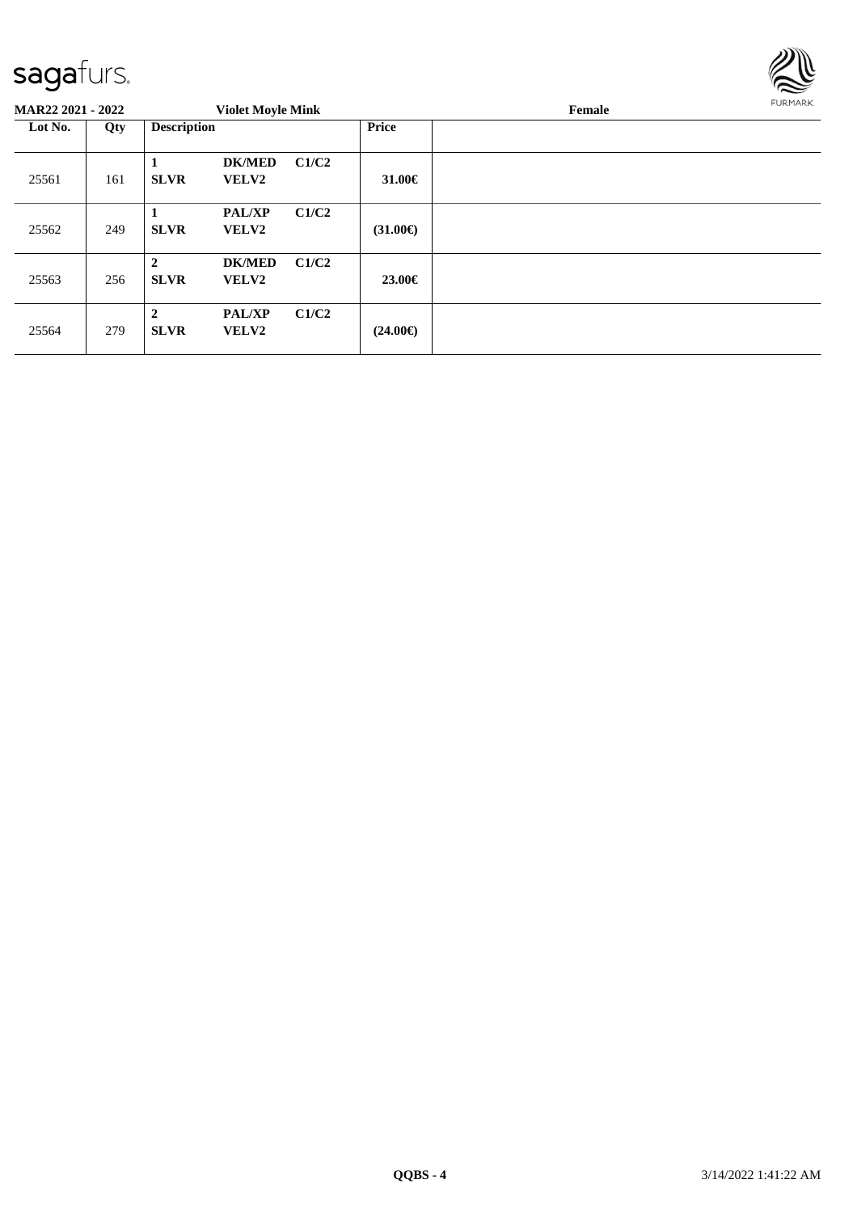**MAR22 2021 - 2022** | **Violet Moyle Mink** | **Female**

| Lot No. | Qty | Description | | | Price | |
|---|---|---|---|---|---|---|
| 25561 | 161 | **1** **SLVR** | **DK/MED** **VELV2** | **C1/C2** | **31.00€** | |
| 25562 | 249 | **1** **SLVR** | **PAL/XP** **VELV2** | **C1/C2** | **(31.00€)** | |
| 25563 | 256 | **2** **SLVR** | **DK/MED** **VELV2** | **C1/C2** | **23.00€** | |
| 25564 | 279 | **2** **SLVR** | **PAL/XP** **VELV2** | **C1/C2** | **(24.00€)** | |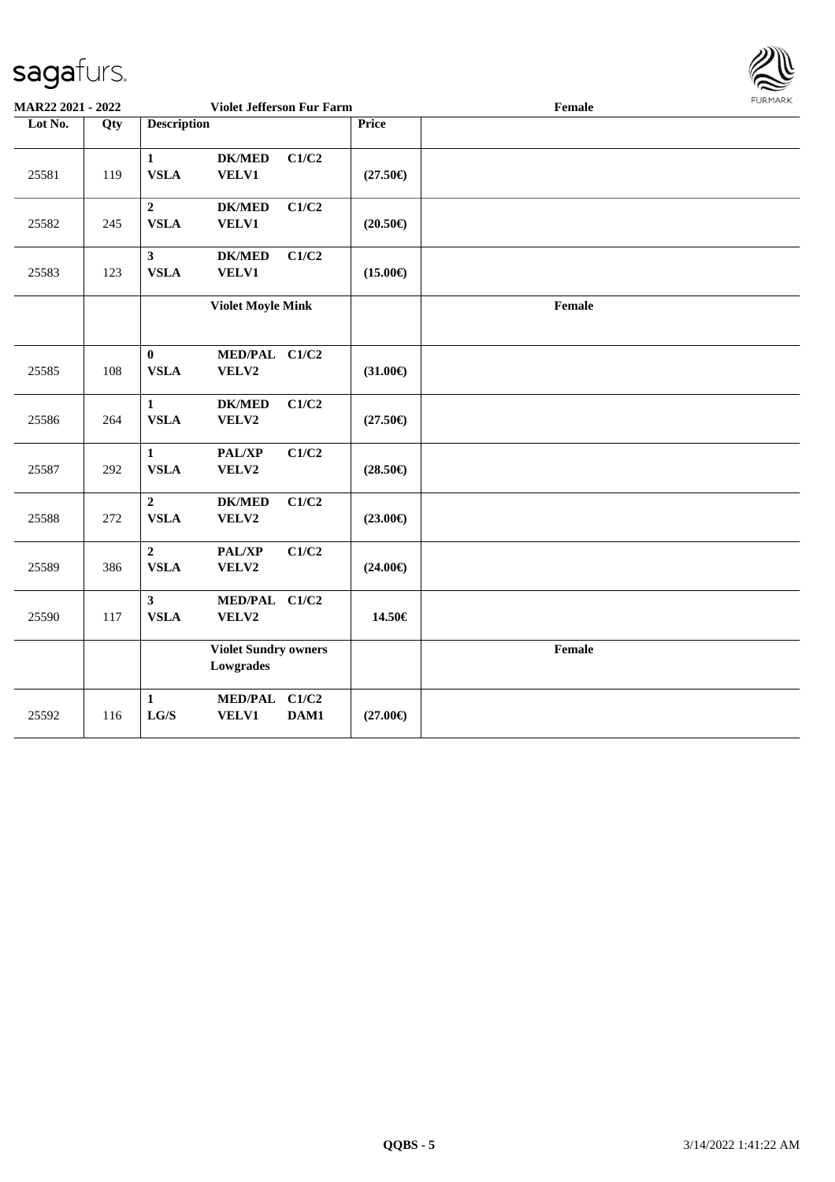| MAR22 2021 - 2022 | | Violet Jefferson Fur Farm | | Female |
|---|---|---|---|---|
| Lot No. | Qty | Description | Price | |
| 25581 | 119 | 1 VSLA DK/MED VELV1 C1/C2 | (27.50€) | |
| 25582 | 245 | 2 VSLA DK/MED VELV1 C1/C2 | (20.50€) | |
| 25583 | 123 | 3 VSLA DK/MED VELV1 C1/C2 | (15.00€) | |
| | | **Violet Moyle Mink** | | **Female** |
| 25585 | 108 | 0 VSLA MED/PAL VELV2 C1/C2 | (31.00€) | |
| 25586 | 264 | 1 VSLA DK/MED VELV2 C1/C2 | (27.50€) | |
| 25587 | 292 | 1 VSLA PAL/XP VELV2 C1/C2 | (28.50€) | |
| 25588 | 272 | 2 VSLA DK/MED VELV2 C1/C2 | (23.00€) | |
| 25589 | 386 | 2 VSLA PAL/XP VELV2 C1/C2 | (24.00€) | |
| 25590 | 117 | 3 VSLA MED/PAL VELV2 C1/C2 | 14.50€ | |
| | | **Violet Sundry owners Lowgrades** | | **Female** |
| 25592 | 116 | 1 LG/S MED/PAL VELV1 C1/C2 DAM1 | (27.00€) | |